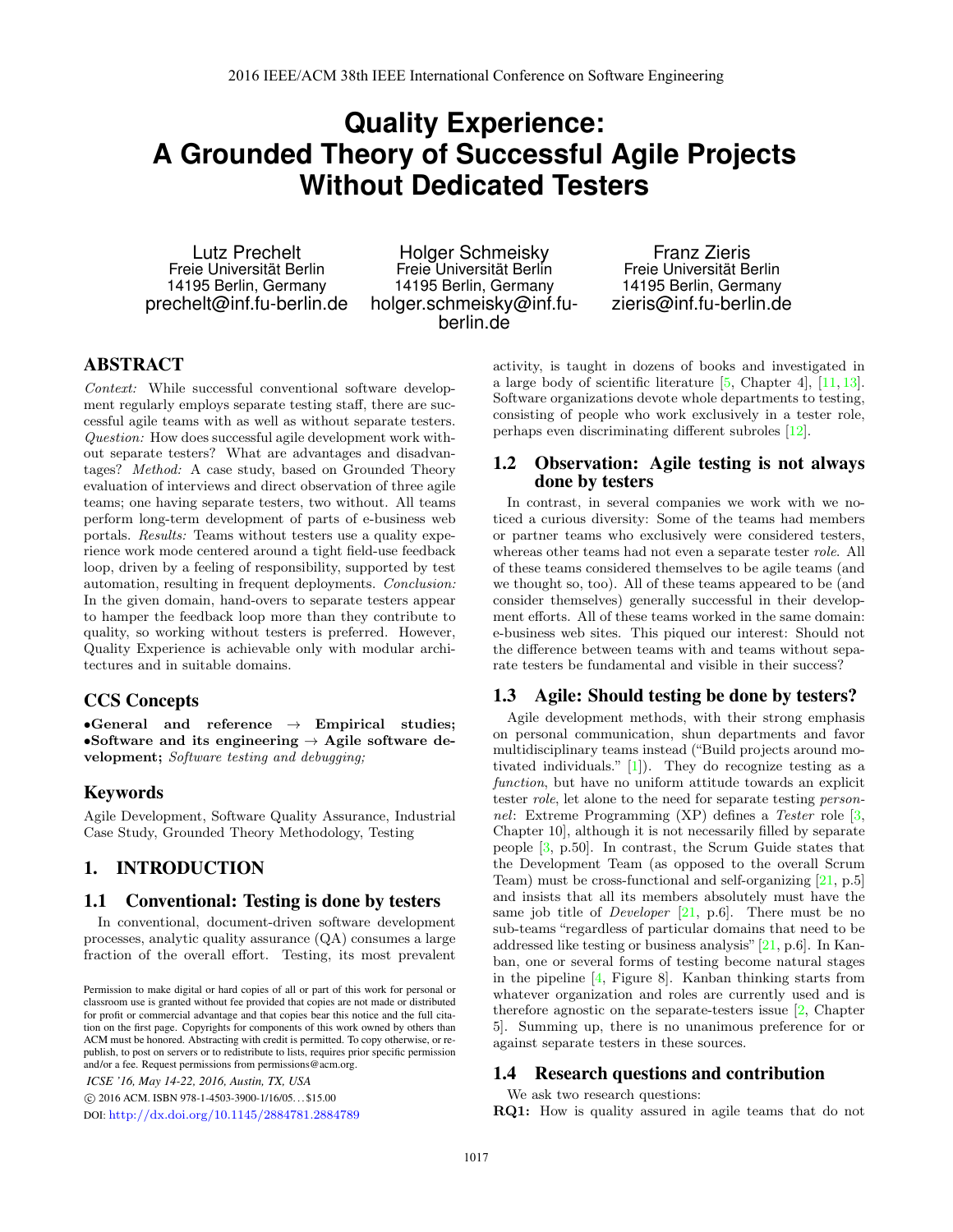# Quality Experience: A Grounded Theory of Successful Agile Projects Without Dedicated Testers

Lutz Prechelt
Freie Universität Berlin
14195 Berlin, Germany
prechelt@inf.fu-berlin.de

Holger Schmeisky
Freie Universität Berlin
14195 Berlin, Germany
holger.schmeisky@inf.fu-berlin.de

Franz Zieris
Freie Universität Berlin
14195 Berlin, Germany
zieris@inf.fu-berlin.de

## ABSTRACT

*Context:* While successful conventional software development regularly employs separate testing staff, there are successful agile teams with as well as without separate testers. *Question:* How does successful agile development work without separate testers? What are advantages and disadvantages? *Method:* A case study, based on Grounded Theory evaluation of interviews and direct observation of three agile teams; one having separate testers, two without. All teams perform long-term development of parts of e-business web portals. *Results:* Teams without testers use a quality experience work mode centered around a tight field-use feedback loop, driven by a feeling of responsibility, supported by test automation, resulting in frequent deployments. *Conclusion:* In the given domain, hand-overs to separate testers appear to hamper the feedback loop more than they contribute to quality, so working without testers is preferred. However, Quality Experience is achievable only with modular architectures and in suitable domains.

## CCS Concepts

•**General and reference** → **Empirical studies;** •**Software and its engineering** → **Agile software development;** *Software testing and debugging;*

## Keywords

Agile Development, Software Quality Assurance, Industrial Case Study, Grounded Theory Methodology, Testing

## 1. INTRODUCTION

### 1.1 Conventional: Testing is done by testers

In conventional, document-driven software development processes, analytic quality assurance (QA) consumes a large fraction of the overall effort. Testing, its most prevalent activity, is taught in dozens of books and investigated in a large body of scientific literature [5, Chapter 4], [11, 13]. Software organizations devote whole departments to testing, consisting of people who work exclusively in a tester role, perhaps even discriminating different subroles [12].

### 1.2 Observation: Agile testing is not always done by testers

In contrast, in several companies we work with we noticed a curious diversity: Some of the teams had members or partner teams who exclusively were considered testers, whereas other teams had not even a separate tester *role*. All of these teams considered themselves to be agile teams (and we thought so, too). All of these teams appeared to be (and consider themselves) generally successful in their development efforts. All of these teams worked in the same domain: e-business web sites. This piqued our interest: Should not the difference between teams with and teams without separate testers be fundamental and visible in their success?

### 1.3 Agile: Should testing be done by testers?

Agile development methods, with their strong emphasis on personal communication, shun departments and favor multidisciplinary teams instead ("Build projects around motivated individuals." [1]). They do recognize testing as a *function*, but have no uniform attitude towards an explicit tester *role*, let alone to the need for separate testing *personnel*: Extreme Programming (XP) defines a *Tester* role [3, Chapter 10], although it is not necessarily filled by separate people [3, p.50]. In contrast, the Scrum Guide states that the Development Team (as opposed to the overall Scrum Team) must be cross-functional and self-organizing [21, p.5] and insists that all its members absolutely must have the same job title of *Developer* [21, p.6]. There must be no sub-teams "regardless of particular domains that need to be addressed like testing or business analysis" [21, p.6]. In Kanban, one or several forms of testing become natural stages in the pipeline [4, Figure 8]. Kanban thinking starts from whatever organization and roles are currently used and is therefore agnostic on the separate-testers issue [2, Chapter 5]. Summing up, there is no unanimous preference for or against separate testers in these sources.

### 1.4 Research questions and contribution

We ask two research questions:

**RQ1:** How is quality assured in agile teams that do not

Permission to make digital or hard copies of all or part of this work for personal or classroom use is granted without fee provided that copies are not made or distributed for profit or commercial advantage and that copies bear this notice and the full citation on the first page. Copyrights for components of this work owned by others than ACM must be honored. Abstracting with credit is permitted. To copy otherwise, or republish, to post on servers or to redistribute to lists, requires prior specific permission and/or a fee. Request permissions from permissions@acm.org.

*ICSE '16, May 14-22, 2016, Austin, TX, USA*
© 2016 ACM. ISBN 978-1-4503-3900-1/16/05...$15.00
DOI: http://dx.doi.org/10.1145/2884781.2884789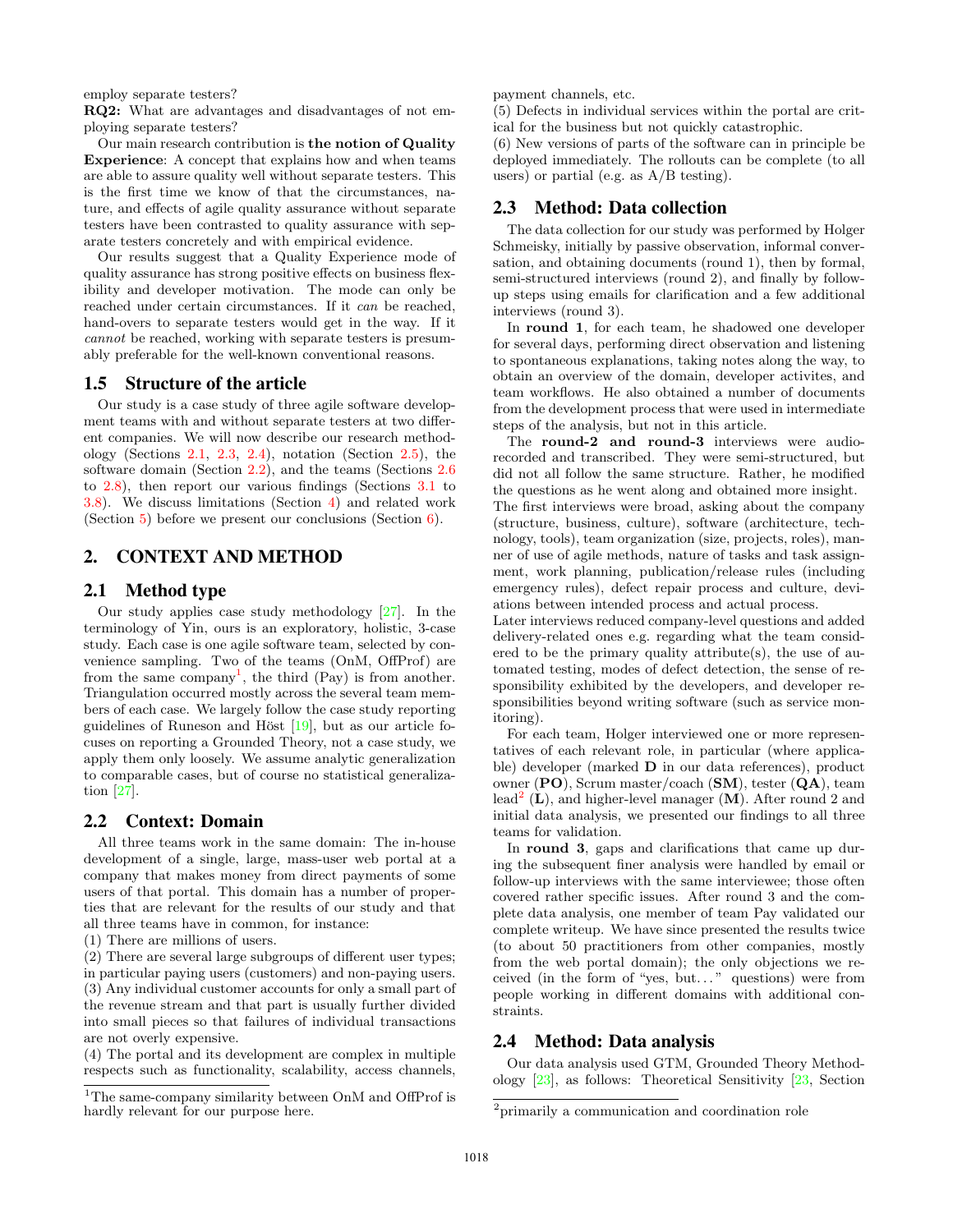employ separate testers?

**RQ2:** What are advantages and disadvantages of not employing separate testers?

Our main research contribution is **the notion of Quality Experience**: A concept that explains how and when teams are able to assure quality well without separate testers. This is the first time we know of that the circumstances, nature, and effects of agile quality assurance without separate testers have been contrasted to quality assurance with separate testers concretely and with empirical evidence.

Our results suggest that a Quality Experience mode of quality assurance has strong positive effects on business flexibility and developer motivation. The mode can only be reached under certain circumstances. If it *can* be reached, hand-overs to separate testers would get in the way. If it *cannot* be reached, working with separate testers is presumably preferable for the well-known conventional reasons.

### 1.5 Structure of the article

Our study is a case study of three agile software development teams with and without separate testers at two different companies. We will now describe our research methodology (Sections 2.1, 2.3, 2.4), notation (Section 2.5), the software domain (Section 2.2), and the teams (Sections 2.6 to 2.8), then report our various findings (Sections 3.1 to 3.8). We discuss limitations (Section 4) and related work (Section 5) before we present our conclusions (Section 6).

## 2. CONTEXT AND METHOD

### 2.1 Method type

Our study applies case study methodology [27]. In the terminology of Yin, ours is an exploratory, holistic, 3-case study. Each case is one agile software team, selected by convenience sampling. Two of the teams (OnM, OffProf) are from the same company[1], the third (Pay) is from another. Triangulation occurred mostly across the several team members of each case. We largely follow the case study reporting guidelines of Runeson and Höst [19], but as our article focuses on reporting a Grounded Theory, not a case study, we apply them only loosely. We assume analytic generalization to comparable cases, but of course no statistical generalization [27].

### 2.2 Context: Domain

All three teams work in the same domain: The in-house development of a single, large, mass-user web portal at a company that makes money from direct payments of some users of that portal. This domain has a number of properties that are relevant for the results of our study and that all three teams have in common, for instance:

(1) There are millions of users.
(2) There are several large subgroups of different user types; in particular paying users (customers) and non-paying users.
(3) Any individual customer accounts for only a small part of the revenue stream and that part is usually further divided into small pieces so that failures of individual transactions are not overly expensive.
(4) The portal and its development are complex in multiple respects such as functionality, scalability, access channels, payment channels, etc.
(5) Defects in individual services within the portal are critical for the business but not quickly catastrophic.
(6) New versions of parts of the software can in principle be deployed immediately. The rollouts can be complete (to all users) or partial (e.g. as A/B testing).

[1] The same-company similarity between OnM and OffProf is hardly relevant for our purpose here.

### 2.3 Method: Data collection

The data collection for our study was performed by Holger Schmeisky, initially by passive observation, informal conversation, and obtaining documents (round 1), then by formal, semi-structured interviews (round 2), and finally by follow-up steps using emails for clarification and a few additional interviews (round 3).

In **round 1**, for each team, he shadowed one developer for several days, performing direct observation and listening to spontaneous explanations, taking notes along the way, to obtain an overview of the domain, developer activites, and team workflows. He also obtained a number of documents from the development process that were used in intermediate steps of the analysis, but not in this article.

The **round-2 and round-3** interviews were audio-recorded and transcribed. They were semi-structured, but did not all follow the same structure. Rather, he modified the questions as he went along and obtained more insight. The first interviews were broad, asking about the company (structure, business, culture), software (architecture, technology, tools), team organization (size, projects, roles), manner of use of agile methods, nature of tasks and task assignment, work planning, publication/release rules (including emergency rules), defect repair process and culture, deviations between intended process and actual process.
Later interviews reduced company-level questions and added delivery-related ones e.g. regarding what the team considered to be the primary quality attribute(s), the use of automated testing, modes of defect detection, the sense of responsibility exhibited by the developers, and developer responsibilities beyond writing software (such as service monitoring).

For each team, Holger interviewed one or more representatives of each relevant role, in particular (where applicable) developer (marked **D** in our data references), product owner (**PO**), Scrum master/coach (**SM**), tester (**QA**), team lead[2] (**L**), and higher-level manager (**M**). After round 2 and initial data analysis, we presented our findings to all three teams for validation.

In **round 3**, gaps and clarifications that came up during the subsequent finer analysis were handled by email or follow-up interviews with the same interviewee; those often covered rather specific issues. After round 3 and the complete data analysis, one member of team Pay validated our complete writeup. We have since presented the results twice (to about 50 practitioners from other companies, mostly from the web portal domain); the only objections we received (in the form of "yes, but..." questions) were from people working in different domains with additional constraints.

### 2.4 Method: Data analysis

Our data analysis used GTM, Grounded Theory Methodology [23], as follows: Theoretical Sensitivity [23, Section

[2] primarily a communication and coordination role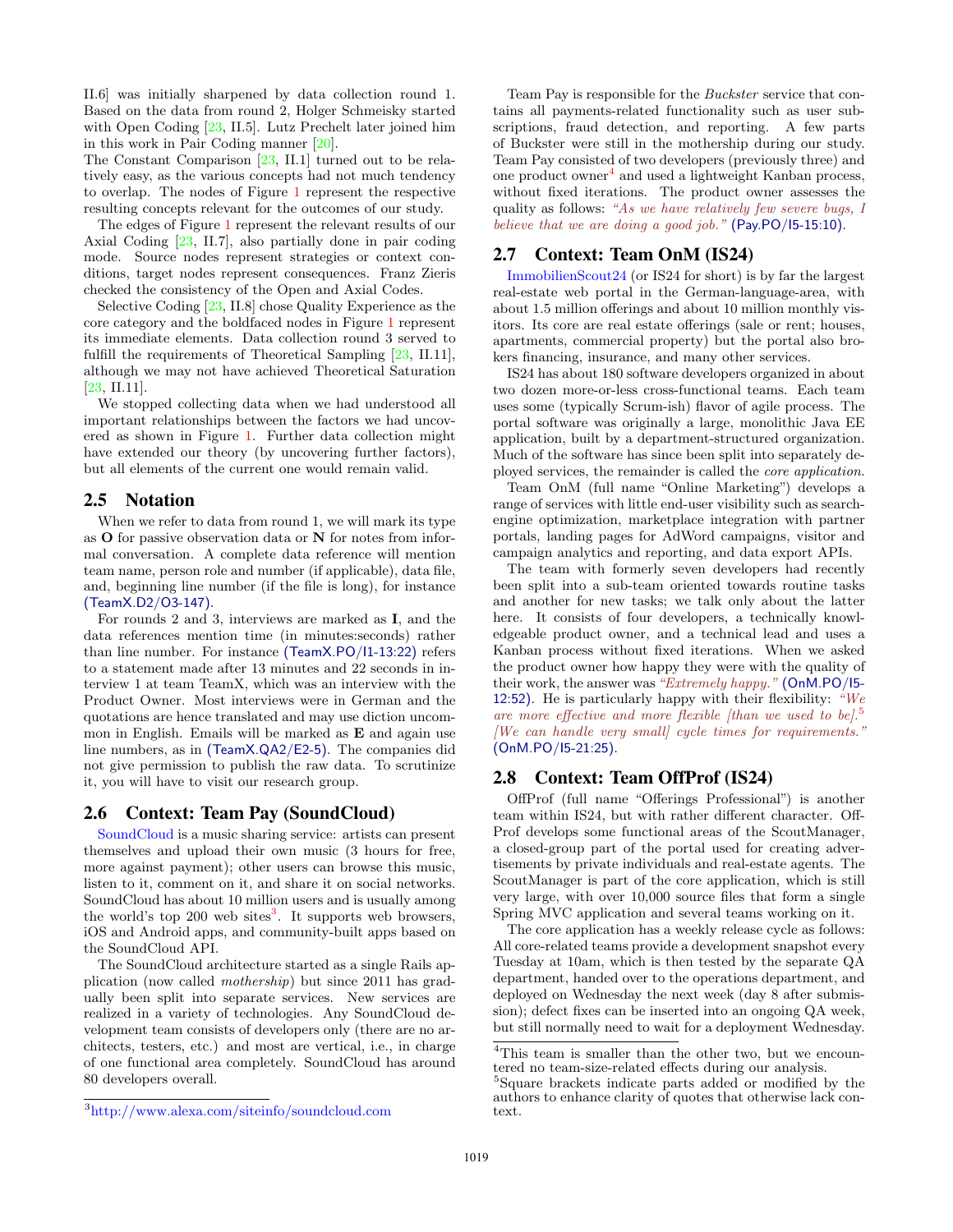II.6] was initially sharpened by data collection round 1. Based on the data from round 2, Holger Schmeisky started with Open Coding [23, II.5]. Lutz Prechelt later joined him in this work in Pair Coding manner [20].
The Constant Comparison [23, II.1] turned out to be relatively easy, as the various concepts had not much tendency to overlap. The nodes of Figure 1 represent the respective resulting concepts relevant for the outcomes of our study.

The edges of Figure 1 represent the relevant results of our Axial Coding [23, II.7], also partially done in pair coding mode. Source nodes represent strategies or context conditions, target nodes represent consequences. Franz Zieris checked the consistency of the Open and Axial Codes.

Selective Coding [23, II.8] chose Quality Experience as the core category and the boldfaced nodes in Figure 1 represent its immediate elements. Data collection round 3 served to fulfill the requirements of Theoretical Sampling [23, II.11], although we may not have achieved Theoretical Saturation [23, II.11].

We stopped collecting data when we had understood all important relationships between the factors we had uncovered as shown in Figure 1. Further data collection might have extended our theory (by uncovering further factors), but all elements of the current one would remain valid.

## 2.5 Notation

When we refer to data from round 1, we will mark its type as **O** for passive observation data or **N** for notes from informal conversation. A complete data reference will mention team name, person role and number (if applicable), data file, and, beginning line number (if the file is long), for instance (TeamX.D2/O3-147).

For rounds 2 and 3, interviews are marked as **I**, and the data references mention time (in minutes:seconds) rather than line number. For instance (TeamX.PO/I1-13:22) refers to a statement made after 13 minutes and 22 seconds in interview 1 at team TeamX, which was an interview with the Product Owner. Most interviews were in German and the quotations are hence translated and may use diction uncommon in English. Emails will be marked as **E** and again use line numbers, as in (TeamX.QA2/E2-5). The companies did not give permission to publish the raw data. To scrutinize it, you will have to visit our research group.

## 2.6 Context: Team Pay (SoundCloud)

SoundCloud is a music sharing service: artists can present themselves and upload their own music (3 hours for free, more against payment); other users can browse this music, listen to it, comment on it, and share it on social networks. SoundCloud has about 10 million users and is usually among the world's top 200 web sites[3]. It supports web browsers, iOS and Android apps, and community-built apps based on the SoundCloud API.

The SoundCloud architecture started as a single Rails application (now called *mothership*) but since 2011 has gradually been split into separate services. New services are realized in a variety of technologies. Any SoundCloud development team consists of developers only (there are no architects, testers, etc.) and most are vertical, i.e., in charge of one functional area completely. SoundCloud has around 80 developers overall.

Team Pay is responsible for the *Buckster* service that contains all payments-related functionality such as user subscriptions, fraud detection, and reporting. A few parts of Buckster were still in the mothership during our study. Team Pay consisted of two developers (previously three) and one product owner[4] and used a lightweight Kanban process, without fixed iterations. The product owner assesses the quality as follows: *"As we have relatively few severe bugs, I believe that we are doing a good job."* (Pay.PO/I5-15:10).

## 2.7 Context: Team OnM (IS24)

ImmobilienScout24 (or IS24 for short) is by far the largest real-estate web portal in the German-language-area, with about 1.5 million offerings and about 10 million monthly visitors. Its core are real estate offerings (sale or rent; houses, apartments, commercial property) but the portal also brokers financing, insurance, and many other services.

IS24 has about 180 software developers organized in about two dozen more-or-less cross-functional teams. Each team uses some (typically Scrum-ish) flavor of agile process. The portal software was originally a large, monolithic Java EE application, built by a department-structured organization. Much of the software has since been split into separately deployed services, the remainder is called the *core application*.

Team OnM (full name "Online Marketing") develops a range of services with little end-user visibility such as search-engine optimization, marketplace integration with partner portals, landing pages for AdWord campaigns, visitor and campaign analytics and reporting, and data export APIs.

The team with formerly seven developers had recently been split into a sub-team oriented towards routine tasks and another for new tasks; we talk only about the latter here. It consists of four developers, a technically knowledgeable product owner, and a technical lead and uses a Kanban process without fixed iterations. When we asked the product owner how happy they were with the quality of their work, the answer was *"Extremely happy."* (OnM.PO/I5-12:52). He is particularly happy with their flexibility: *"We are more effective and more flexible [than we used to be].*[5] *[We can handle very small] cycle times for requirements."* (OnM.PO/I5-21:25).

## 2.8 Context: Team OffProf (IS24)

OffProf (full name "Offerings Professional") is another team within IS24, but with rather different character. OffProf develops some functional areas of the ScoutManager, a closed-group part of the portal used for creating advertisements by private individuals and real-estate agents. The ScoutManager is part of the core application, which is still very large, with over 10,000 source files that form a single Spring MVC application and several teams working on it.

The core application has a weekly release cycle as follows: All core-related teams provide a development snapshot every Tuesday at 10am, which is then tested by the separate QA department, handed over to the operations department, and deployed on Wednesday the next week (day 8 after submission); defect fixes can be inserted into an ongoing QA week, but still normally need to wait for a deployment Wednesday.

[3] http://www.alexa.com/siteinfo/soundcloud.com

[4] This team is smaller than the other two, but we encountered no team-size-related effects during our analysis.

[5] Square brackets indicate parts added or modified by the authors to enhance clarity of quotes that otherwise lack context.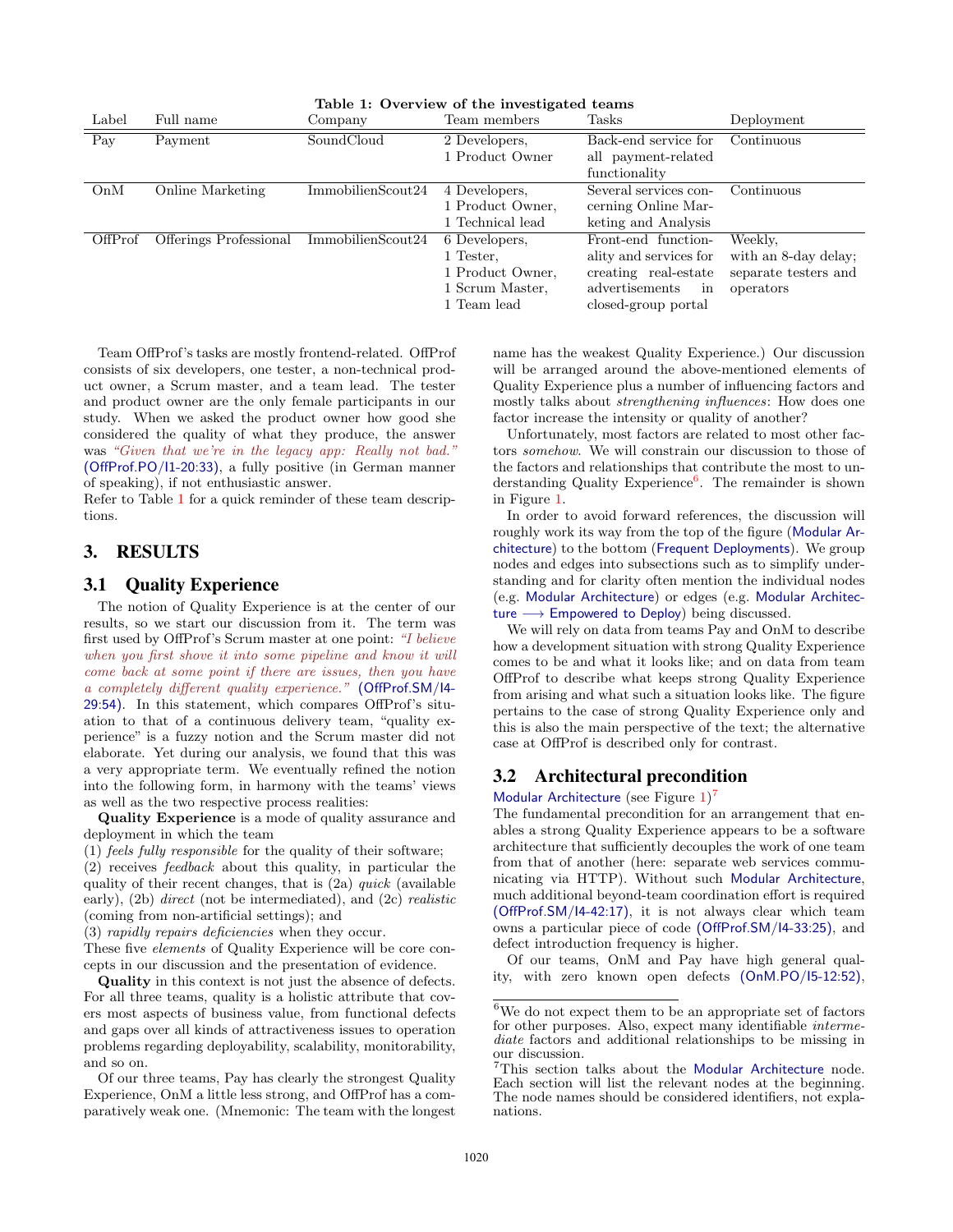**Table 1: Overview of the investigated teams**

| Label | Full name | Company | Team members | Tasks | Deployment |
|---|---|---|---|---|---|
| Pay | Payment | SoundCloud | 2 Developers, 1 Product Owner | Back-end service for all payment-related functionality | Continuous |
| OnM | Online Marketing | ImmobilienScout24 | 4 Developers, 1 Product Owner, 1 Technical lead | Several services concerning Online Marketing and Analysis | Continuous |
| OffProf | Offerings Professional | ImmobilienScout24 | 6 Developers, 1 Tester, 1 Product Owner, 1 Scrum Master, 1 Team lead | Front-end functionality and services for creating real-estate advertisements in closed-group portal | Weekly, with an 8-day delay; separate testers and operators |

Team OffProf's tasks are mostly frontend-related. OffProf consists of six developers, one tester, a non-technical product owner, a Scrum master, and a team lead. The tester and product owner are the only female participants in our study. When we asked the product owner how good she considered the quality of what they produce, the answer was *"Given that we're in the legacy app: Really not bad."* (OffProf.PO/I1-20:33), a fully positive (in German manner of speaking), if not enthusiastic answer.

Refer to Table 1 for a quick reminder of these team descriptions.

## 3. RESULTS

### 3.1 Quality Experience

The notion of Quality Experience is at the center of our results, so we start our discussion from it. The term was first used by OffProf's Scrum master at one point: *"I believe when you first shove it into some pipeline and know it will come back at some point if there are issues, then you have a completely different quality experience."* (OffProf.SM/I4-29:54). In this statement, which compares OffProf's situation to that of a continuous delivery team, "quality experience" is a fuzzy notion and the Scrum master did not elaborate. Yet during our analysis, we found that this was a very appropriate term. We eventually refined the notion into the following form, in harmony with the teams' views as well as the two respective process realities:

**Quality Experience** is a mode of quality assurance and deployment in which the team
(1) *feels fully responsible* for the quality of their software;
(2) receives *feedback* about this quality, in particular the quality of their recent changes, that is (2a) *quick* (available early), (2b) *direct* (not be intermediated), and (2c) *realistic* (coming from non-artificial settings); and
(3) *rapidly repairs deficiencies* when they occur.

These five *elements* of Quality Experience will be core concepts in our discussion and the presentation of evidence.

**Quality** in this context is not just the absence of defects. For all three teams, quality is a holistic attribute that covers most aspects of business value, from functional defects and gaps over all kinds of attractiveness issues to operation problems regarding deployability, scalability, monitorability, and so on.

Of our three teams, Pay has clearly the strongest Quality Experience, OnM a little less strong, and OffProf has a comparatively weak one. (Mnemonic: The team with the longest name has the weakest Quality Experience.) Our discussion will be arranged around the above-mentioned elements of Quality Experience plus a number of influencing factors and mostly talks about *strengthening influences*: How does one factor increase the intensity or quality of another?

Unfortunately, most factors are related to most other factors *somehow*. We will constrain our discussion to those of the factors and relationships that contribute the most to understanding Quality Experience[6]. The remainder is shown in Figure 1.

In order to avoid forward references, the discussion will roughly work its way from the top of the figure (Modular Architecture) to the bottom (Frequent Deployments). We group nodes and edges into subsections such as to simplify understanding and for clarity often mention the individual nodes (e.g. Modular Architecture) or edges (e.g. Modular Architecture ⟶ Empowered to Deploy) being discussed.

We will rely on data from teams Pay and OnM to describe how a development situation with strong Quality Experience comes to be and what it looks like; and on data from team OffProf to describe what keeps strong Quality Experience from arising and what such a situation looks like. The figure pertains to the case of strong Quality Experience only and this is also the main perspective of the text; the alternative case at OffProf is described only for contrast.

### 3.2 Architectural precondition

Modular Architecture (see Figure 1)[7]

The fundamental precondition for an arrangement that enables a strong Quality Experience appears to be a software architecture that sufficiently decouples the work of one team from that of another (here: separate web services communicating via HTTP). Without such Modular Architecture, much additional beyond-team coordination effort is required (OffProf.SM/I4-42:17), it is not always clear which team owns a particular piece of code (OffProf.SM/I4-33:25), and defect introduction frequency is higher.

Of our teams, OnM and Pay have high general quality, with zero known open defects (OnM.PO/I5-12:52),

[6] We do not expect them to be an appropriate set of factors for other purposes. Also, expect many identifiable *intermediate* factors and additional relationships to be missing in our discussion.

[7] This section talks about the Modular Architecture node. Each section will list the relevant nodes at the beginning. The node names should be considered identifiers, not explanations.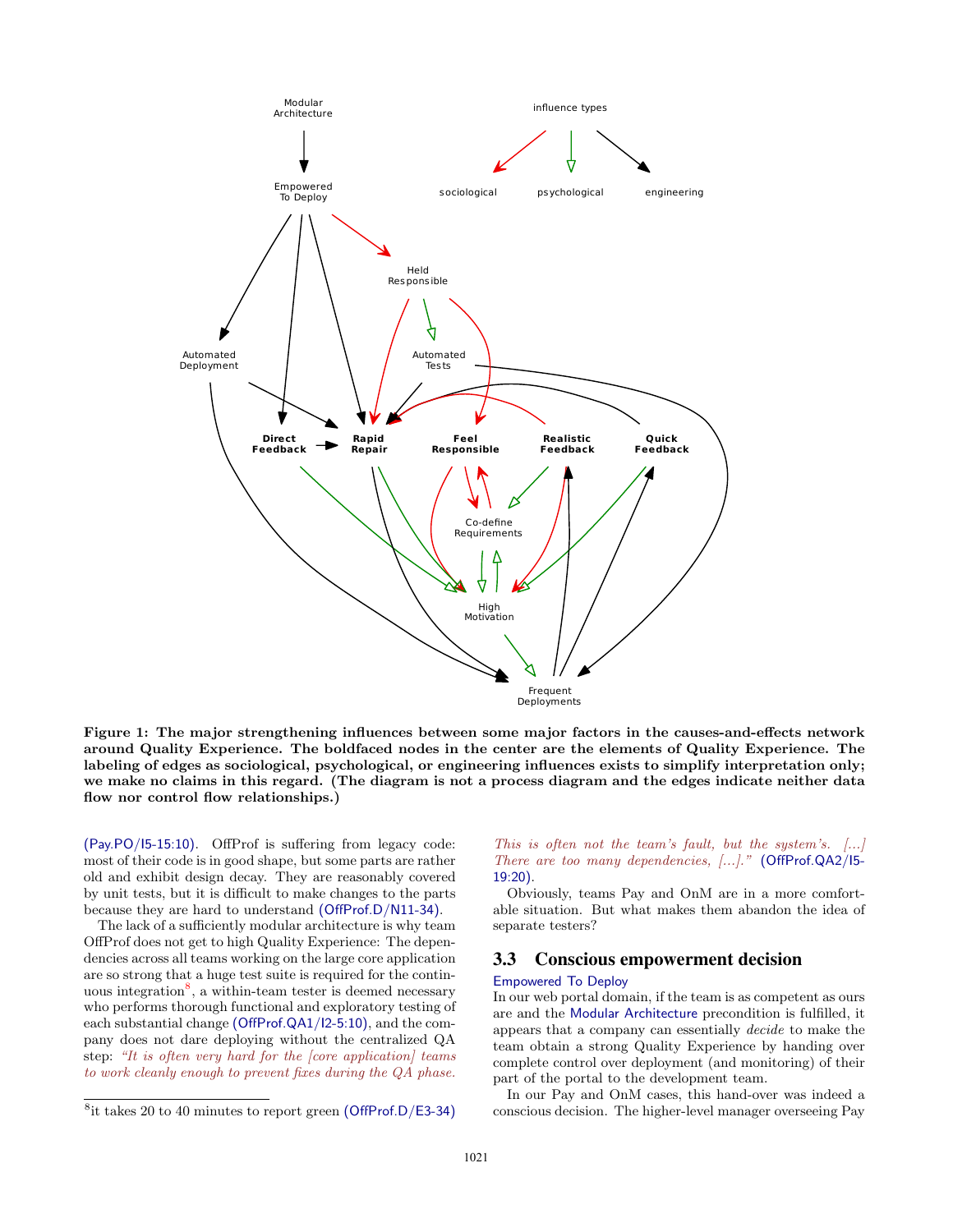**Figure 1: The major strengthening influences between some major factors in the causes-and-effects network around Quality Experience. The boldfaced nodes in the center are the elements of Quality Experience. The labeling of edges as sociological, psychological, or engineering influences exists to simplify interpretation only; we make no claims in this regard. (The diagram is not a process diagram and the edges indicate neither data flow nor control flow relationships.)**

(Pay.PO/I5-15:10). OffProf is suffering from legacy code: most of their code is in good shape, but some parts are rather old and exhibit design decay. They are reasonably covered by unit tests, but it is difficult to make changes to the parts because they are hard to understand (OffProf.D/N11-34).

The lack of a sufficiently modular architecture is why team OffProf does not get to high Quality Experience: The dependencies across all teams working on the large core application are so strong that a huge test suite is required for the continuous integration[8], a within-team tester is deemed necessary who performs thorough functional and exploratory testing of each substantial change (OffProf.QA1/I2-5:10), and the company does not dare deploying without the centralized QA step: *"It is often very hard for the [core application] teams to work cleanly enough to prevent fixes during the QA phase. This is often not the team's fault, but the system's. [...] There are too many dependencies, [...]."* (OffProf.QA2/I5-19:20).

Obviously, teams Pay and OnM are in a more comfortable situation. But what makes them abandon the idea of separate testers?

## 3.3 Conscious empowerment decision

Empowered To Deploy

In our web portal domain, if the team is as competent as ours are and the Modular Architecture precondition is fulfilled, it appears that a company can essentially *decide* to make the team obtain a strong Quality Experience by handing over complete control over deployment (and monitoring) of their part of the portal to the development team.

In our Pay and OnM cases, this hand-over was indeed a conscious decision. The higher-level manager overseeing Pay

[8] it takes 20 to 40 minutes to report green (OffProf.D/E3-34)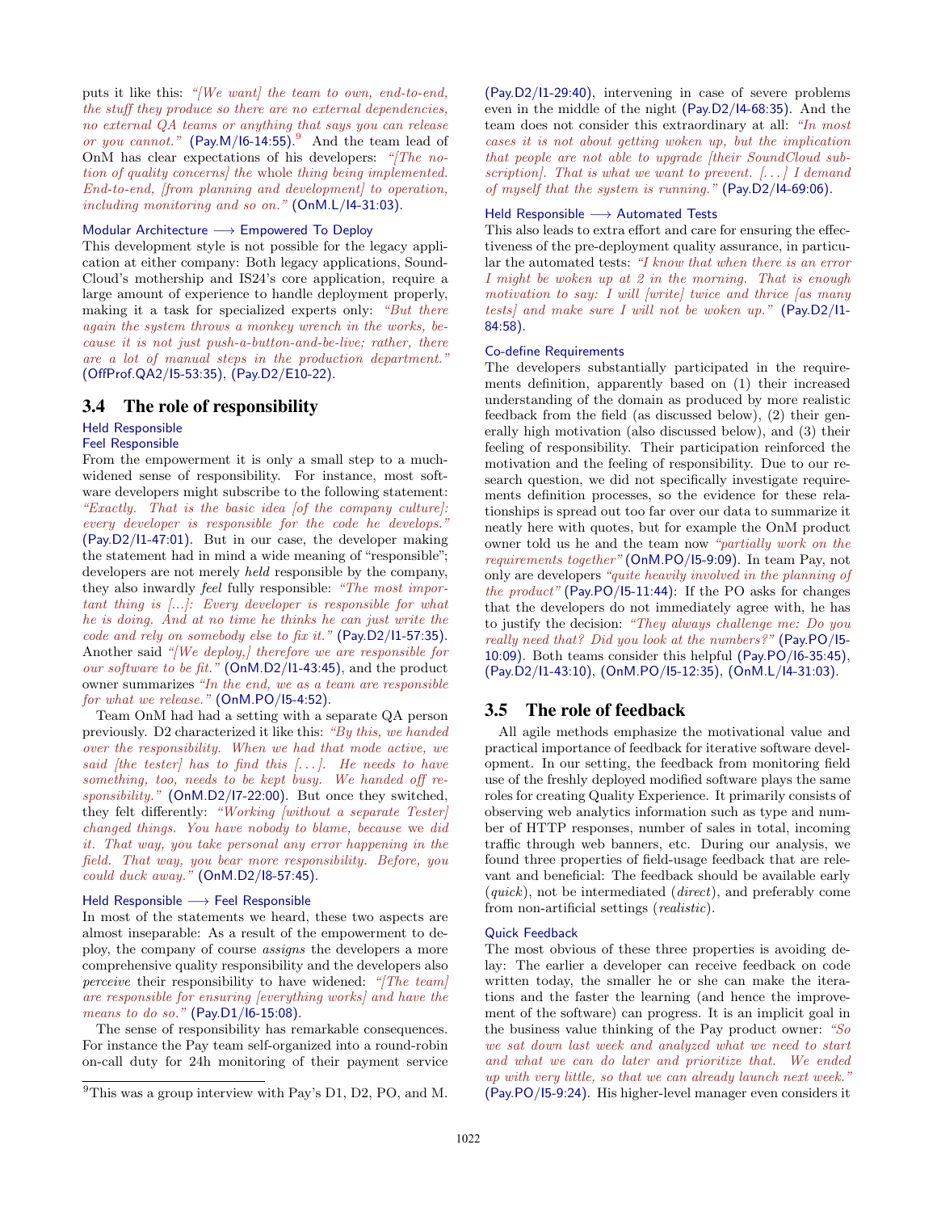puts it like this: *"[We want] the team to own, end-to-end, the stuff they produce so there are no external dependencies, no external QA teams or anything that says you can release or you cannot."* (Pay.M/I6-14:55).[9] And the team lead of OnM has clear expectations of his developers: *"[The notion of quality concerns] the whole thing being implemented. End-to-end, [from planning and development] to operation, including monitoring and so on."* (OnM.L/I4-31:03).

Modular Architecture ⟶ Empowered To Deploy

This development style is not possible for the legacy application at either company: Both legacy applications, SoundCloud's mothership and IS24's core application, require a large amount of experience to handle deployment properly, making it a task for specialized experts only: *"But there again the system throws a monkey wrench in the works, because it is not just push-a-button-and-be-live; rather, there are a lot of manual steps in the production department."* (OffProf.QA2/I5-53:35), (Pay.D2/E10-22).

## 3.4 The role of responsibility

Held Responsible
Feel Responsible

From the empowerment it is only a small step to a much-widened sense of responsibility. For instance, most software developers might subscribe to the following statement: *"Exactly. That is the basic idea [of the company culture]: every developer is responsible for the code he develops."* (Pay.D2/I1-47:01). But in our case, the developer making the statement had in mind a wide meaning of "responsible"; developers are not merely *held* responsible by the company, they also inwardly *feel* fully responsible: *"The most important thing is [...]: Every developer is responsible for what he is doing. And at no time he thinks he can just write the code and rely on somebody else to fix it."* (Pay.D2/I1-57:35). Another said *"[We deploy,] therefore we are responsible for our software to be fit."* (OnM.D2/I1-43:45), and the product owner summarizes *"In the end, we as a team are responsible for what we release."* (OnM.PO/I5-4:52).

Team OnM had had a setting with a separate QA person previously. D2 characterized it like this: *"By this, we handed over the responsibility. When we had that mode active, we said [the tester] has to find this [...]. He needs to have something, too, needs to be kept busy. We handed off responsibility."* (OnM.D2/I7-22:00). But once they switched, they felt differently: *"Working [without a separate Tester] changed things. You have nobody to blame, because we did it. That way, you take personal any error happening in the field. That way, you bear more responsibility. Before, you could duck away."* (OnM.D2/I8-57:45).

Held Responsible ⟶ Feel Responsible

In most of the statements we heard, these two aspects are almost inseparable: As a result of the empowerment to deploy, the company of course *assigns* the developers a more comprehensive quality responsibility and the developers also *perceive* their responsibility to have widened: *"[The team] are responsible for ensuring [everything works] and have the means to do so."* (Pay.D1/I6-15:08).

The sense of responsibility has remarkable consequences. For instance the Pay team self-organized into a round-robin on-call duty for 24h monitoring of their payment service (Pay.D2/I1-29:40), intervening in case of severe problems even in the middle of the night (Pay.D2/I4-68:35). And the team does not consider this extraordinary at all: *"In most cases it is not about getting woken up, but the implication that people are not able to upgrade [their SoundCloud subscription]. That is what we want to prevent. [...] I demand of myself that the system is running."* (Pay.D2/I4-69:06).

Held Responsible ⟶ Automated Tests

This also leads to extra effort and care for ensuring the effectiveness of the pre-deployment quality assurance, in particular the automated tests: *"I know that when there is an error I might be woken up at 2 in the morning. That is enough motivation to say: I will [write] twice and thrice [as many tests] and make sure I will not be woken up."* (Pay.D2/I1-84:58).

Co-define Requirements

The developers substantially participated in the requirements definition, apparently based on (1) their increased understanding of the domain as produced by more realistic feedback from the field (as discussed below), (2) their generally high motivation (also discussed below), and (3) their feeling of responsibility. Their participation reinforced the motivation and the feeling of responsibility. Due to our research question, we did not specifically investigate requirements definition processes, so the evidence for these relationships is spread out too far over our data to summarize it neatly here with quotes, but for example the OnM product owner told us he and the team now *"partially work on the requirements together"* (OnM.PO/I5-9:09). In team Pay, not only are developers *"quite heavily involved in the planning of the product"* (Pay.PO/I5-11:44): If the PO asks for changes that the developers do not immediately agree with, he has to justify the decision: *"They always challenge me: Do you really need that? Did you look at the numbers?"* (Pay.PO/I5-10:09). Both teams consider this helpful (Pay.PO/I6-35:45), (Pay.D2/I1-43:10), (OnM.PO/I5-12:35), (OnM.L/I4-31:03).

## 3.5 The role of feedback

All agile methods emphasize the motivational value and practical importance of feedback for iterative software development. In our setting, the feedback from monitoring field use of the freshly deployed modified software plays the same roles for creating Quality Experience. It primarily consists of observing web analytics information such as type and number of HTTP responses, number of sales in total, incoming traffic through web banners, etc. During our analysis, we found three properties of field-usage feedback that are relevant and beneficial: The feedback should be available early (*quick*), not be intermediated (*direct*), and preferably come from non-artificial settings (*realistic*).

Quick Feedback

The most obvious of these three properties is avoiding delay: The earlier a developer can receive feedback on code written today, the smaller he or she can make the iterations and the faster the learning (and hence the improvement of the software) can progress. It is an implicit goal in the business value thinking of the Pay product owner: *"So we sat down last week and analyzed what we need to start and what we can do later and prioritize that. We ended up with very little, so that we can already launch next week."* (Pay.PO/I5-9:24). His higher-level manager even considers it

[9] This was a group interview with Pay's D1, D2, PO, and M.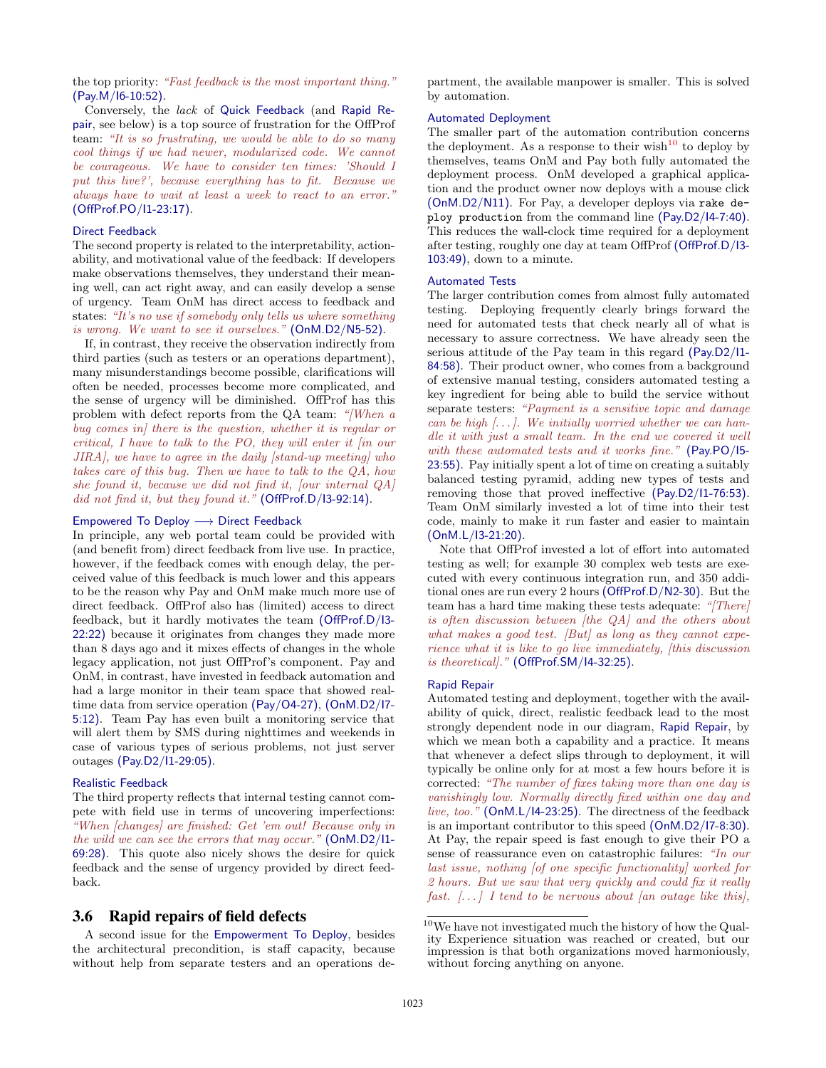the top priority: *"Fast feedback is the most important thing."* (Pay.M/I6-10:52).

Conversely, the *lack* of Quick Feedback (and Rapid Repair, see below) is a top source of frustration for the OffProf team: *"It is so frustrating, we would be able to do so many cool things if we had newer, modularized code. We cannot be courageous. We have to consider ten times: 'Should I put this live?', because everything has to fit. Because we always have to wait at least a week to react to an error."* (OffProf.PO/I1-23:17).

#### Direct Feedback

The second property is related to the interpretability, actionability, and motivational value of the feedback: If developers make observations themselves, they understand their meaning well, can act right away, and can easily develop a sense of urgency. Team OnM has direct access to feedback and states: *"It's no use if somebody only tells us where something is wrong. We want to see it ourselves."* (OnM.D2/N5-52).

If, in contrast, they receive the observation indirectly from third parties (such as testers or an operations department), many misunderstandings become possible, clarifications will often be needed, processes become more complicated, and the sense of urgency will be diminished. OffProf has this problem with defect reports from the QA team: *"[When a bug comes in] there is the question, whether it is regular or critical, I have to talk to the PO, they will enter it [in our JIRA], we have to agree in the daily [stand-up meeting] who takes care of this bug. Then we have to talk to the QA, how she found it, because we did not find it, [our internal QA] did not find it, but they found it."* (OffProf.D/I3-92:14).

#### Empowered To Deploy ⟶ Direct Feedback

In principle, any web portal team could be provided with (and benefit from) direct feedback from live use. In practice, however, if the feedback comes with enough delay, the perceived value of this feedback is much lower and this appears to be the reason why Pay and OnM make much more use of direct feedback. OffProf also has (limited) access to direct feedback, but it hardly motivates the team (OffProf.D/I3-22:22) because it originates from changes they made more than 8 days ago and it mixes effects of changes in the whole legacy application, not just OffProf's component. Pay and OnM, in contrast, have invested in feedback automation and had a large monitor in their team space that showed real-time data from service operation (Pay/O4-27), (OnM.D2/I7-5:12). Team Pay has even built a monitoring service that will alert them by SMS during nighttimes and weekends in case of various types of serious problems, not just server outages (Pay.D2/I1-29:05).

#### Realistic Feedback

The third property reflects that internal testing cannot compete with field use in terms of uncovering imperfections: *"When [changes] are finished: Get 'em out! Because only in the wild we can see the errors that may occur."* (OnM.D2/I1-69:28). This quote also nicely shows the desire for quick feedback and the sense of urgency provided by direct feedback.

## 3.6 Rapid repairs of field defects

A second issue for the Empowerment To Deploy, besides the architectural precondition, is staff capacity, because without help from separate testers and an operations department, the available manpower is smaller. This is solved by automation.

#### Automated Deployment

The smaller part of the automation contribution concerns the deployment. As a response to their wish[10] to deploy by themselves, teams OnM and Pay both fully automated the deployment process. OnM developed a graphical application and the product owner now deploys with a mouse click (OnM.D2/N11). For Pay, a developer deploys via `rake deploy production` from the command line (Pay.D2/I4-7:40). This reduces the wall-clock time required for a deployment after testing, roughly one day at team OffProf (OffProf.D/I3-103:49), down to a minute.

#### Automated Tests

The larger contribution comes from almost fully automated testing. Deploying frequently clearly brings forward the need for automated tests that check nearly all of what is necessary to assure correctness. We have already seen the serious attitude of the Pay team in this regard (Pay.D2/I1-84:58). Their product owner, who comes from a background of extensive manual testing, considers automated testing a key ingredient for being able to build the service without separate testers: *"Payment is a sensitive topic and damage can be high [. . . ]. We initially worried whether we can handle it with just a small team. In the end we covered it well with these automated tests and it works fine."* (Pay.PO/I5-23:55). Pay initially spent a lot of time on creating a suitably balanced testing pyramid, adding new types of tests and removing those that proved ineffective (Pay.D2/I1-76:53). Team OnM similarly invested a lot of time into their test code, mainly to make it run faster and easier to maintain (OnM.L/I3-21:20).

Note that OffProf invested a lot of effort into automated testing as well; for example 30 complex web tests are executed with every continuous integration run, and 350 additional ones are run every 2 hours (OffProf.D/N2-30). But the team has a hard time making these tests adequate: *"[There] is often discussion between [the QA] and the others about what makes a good test. [But] as long as they cannot experience what it is like to go live immediately, [this discussion is theoretical]."* (OffProf.SM/I4-32:25).

#### Rapid Repair

Automated testing and deployment, together with the availability of quick, direct, realistic feedback lead to the most strongly dependent node in our diagram, Rapid Repair, by which we mean both a capability and a practice. It means that whenever a defect slips through to deployment, it will typically be online only for at most a few hours before it is corrected: *"The number of fixes taking more than one day is vanishingly low. Normally directly fixed within one day and live, too."* (OnM.L/I4-23:25). The directness of the feedback is an important contributor to this speed (OnM.D2/I7-8:30). At Pay, the repair speed is fast enough to give their PO a sense of reassurance even on catastrophic failures: *"In our last issue, nothing [of one specific functionality] worked for 2 hours. But we saw that very quickly and could fix it really fast. [. . . ] I tend to be nervous about [an outage like this],*

[10] We have not investigated much the history of how the Quality Experience situation was reached or created, but our impression is that both organizations moved harmoniously, without forcing anything on anyone.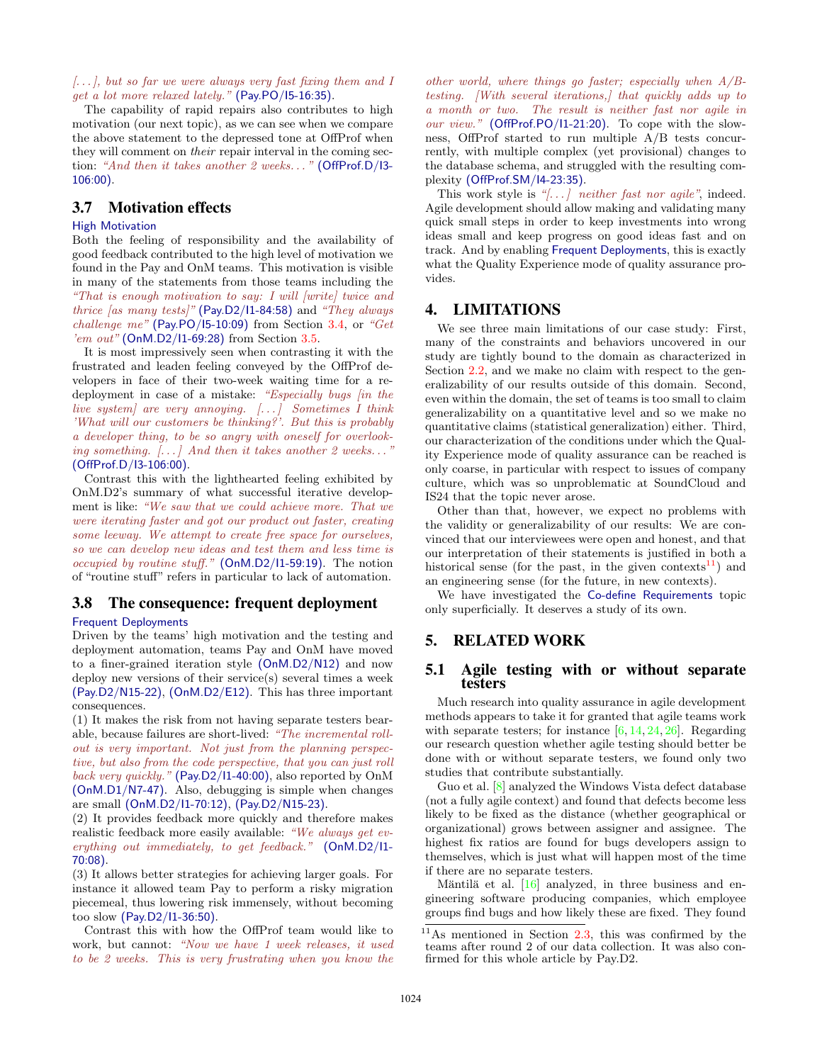*[...], but so far we were always very fast fixing them and I get a lot more relaxed lately."* (Pay.PO/I5-16:35).

The capability of rapid repairs also contributes to high motivation (our next topic), as we can see when we compare the above statement to the depressed tone at OffProf when they will comment on *their* repair interval in the coming section: *"And then it takes another 2 weeks..."* (OffProf.D/I3-106:00).

## 3.7 Motivation effects

High Motivation

Both the feeling of responsibility and the availability of good feedback contributed to the high level of motivation we found in the Pay and OnM teams. This motivation is visible in many of the statements from those teams including the *"That is enough motivation to say: I will [write] twice and thrice [as many tests]"* (Pay.D2/I1-84:58) and *"They always challenge me"* (Pay.PO/I5-10:09) from Section 3.4, or *"Get 'em out"* (OnM.D2/I1-69:28) from Section 3.5.

It is most impressively seen when contrasting it with the frustrated and leaden feeling conveyed by the OffProf developers in face of their two-week waiting time for a redeployment in case of a mistake: *"Especially bugs [in the live system] are very annoying. [...] Sometimes I think 'What will our customers be thinking?'. But this is probably a developer thing, to be so angry with oneself for overlooking something. [...] And then it takes another 2 weeks..."* (OffProf.D/I3-106:00).

Contrast this with the lighthearted feeling exhibited by OnM.D2's summary of what successful iterative development is like: *"We saw that we could achieve more. That we were iterating faster and got our product out faster, creating some leeway. We attempt to create free space for ourselves, so we can develop new ideas and test them and less time is occupied by routine stuff."* (OnM.D2/I1-59:19). The notion of "routine stuff" refers in particular to lack of automation.

## 3.8 The consequence: frequent deployment

Frequent Deployments

Driven by the teams' high motivation and the testing and deployment automation, teams Pay and OnM have moved to a finer-grained iteration style (OnM.D2/N12) and now deploy new versions of their service(s) several times a week (Pay.D2/N15-22), (OnM.D2/E12). This has three important consequences.

(1) It makes the risk from not having separate testers bearable, because failures are short-lived: *"The incremental rollout is very important. Not just from the planning perspective, but also from the code perspective, that you can just roll back very quickly."* (Pay.D2/I1-40:00), also reported by OnM (OnM.D1/N7-47). Also, debugging is simple when changes are small (OnM.D2/I1-70:12), (Pay.D2/N15-23).

(2) It provides feedback more quickly and therefore makes realistic feedback more easily available: *"We always get everything out immediately, to get feedback."* (OnM.D2/I1-70:08).

(3) It allows better strategies for achieving larger goals. For instance it allowed team Pay to perform a risky migration piecemeal, thus lowering risk immensely, without becoming too slow (Pay.D2/I1-36:50).

Contrast this with how the OffProf team would like to work, but cannot: *"Now we have 1 week releases, it used to be 2 weeks. This is very frustrating when you know the other world, where things go faster; especially when A/B-testing. [With several iterations,] that quickly adds up to a month or two. The result is neither fast nor agile in our view."* (OffProf.PO/I1-21:20). To cope with the slowness, OffProf started to run multiple A/B tests concurrently, with multiple complex (yet provisional) changes to the database schema, and struggled with the resulting complexity (OffProf.SM/I4-23:35).

This work style is *"[...] neither fast nor agile"*, indeed. Agile development should allow making and validating many quick small steps in order to keep investments into wrong ideas small and keep progress on good ideas fast and on track. And by enabling Frequent Deployments, this is exactly what the Quality Experience mode of quality assurance provides.

# 4. LIMITATIONS

We see three main limitations of our case study: First, many of the constraints and behaviors uncovered in our study are tightly bound to the domain as characterized in Section 2.2, and we make no claim with respect to the generalizability of our results outside of this domain. Second, even within the domain, the set of teams is too small to claim generalizability on a quantitative level and so we make no quantitative claims (statistical generalization) either. Third, our characterization of the conditions under which the Quality Experience mode of quality assurance can be reached is only coarse, in particular with respect to issues of company culture, which was so unproblematic at SoundCloud and IS24 that the topic never arose.

Other than that, however, we expect no problems with the validity or generalizability of our results: We are convinced that our interviewees were open and honest, and that our interpretation of their statements is justified in both a historical sense (for the past, in the given contexts[11]) and an engineering sense (for the future, in new contexts).

We have investigated the Co-define Requirements topic only superficially. It deserves a study of its own.

# 5. RELATED WORK

## 5.1 Agile testing with or without separate testers

Much research into quality assurance in agile development methods appears to take it for granted that agile teams work with separate testers; for instance [6, 14, 24, 26]. Regarding our research question whether agile testing should better be done with or without separate testers, we found only two studies that contribute substantially.

Guo et al. [8] analyzed the Windows Vista defect database (not a fully agile context) and found that defects become less likely to be fixed as the distance (whether geographical or organizational) grows between assigner and assignee. The highest fix ratios are found for bugs developers assign to themselves, which is just what will happen most of the time if there are no separate testers.

Mäntilä et al. [16] analyzed, in three business and engineering software producing companies, which employee groups find bugs and how likely these are fixed. They found

[11] As mentioned in Section 2.3, this was confirmed by the teams after round 2 of our data collection. It was also confirmed for this whole article by Pay.D2.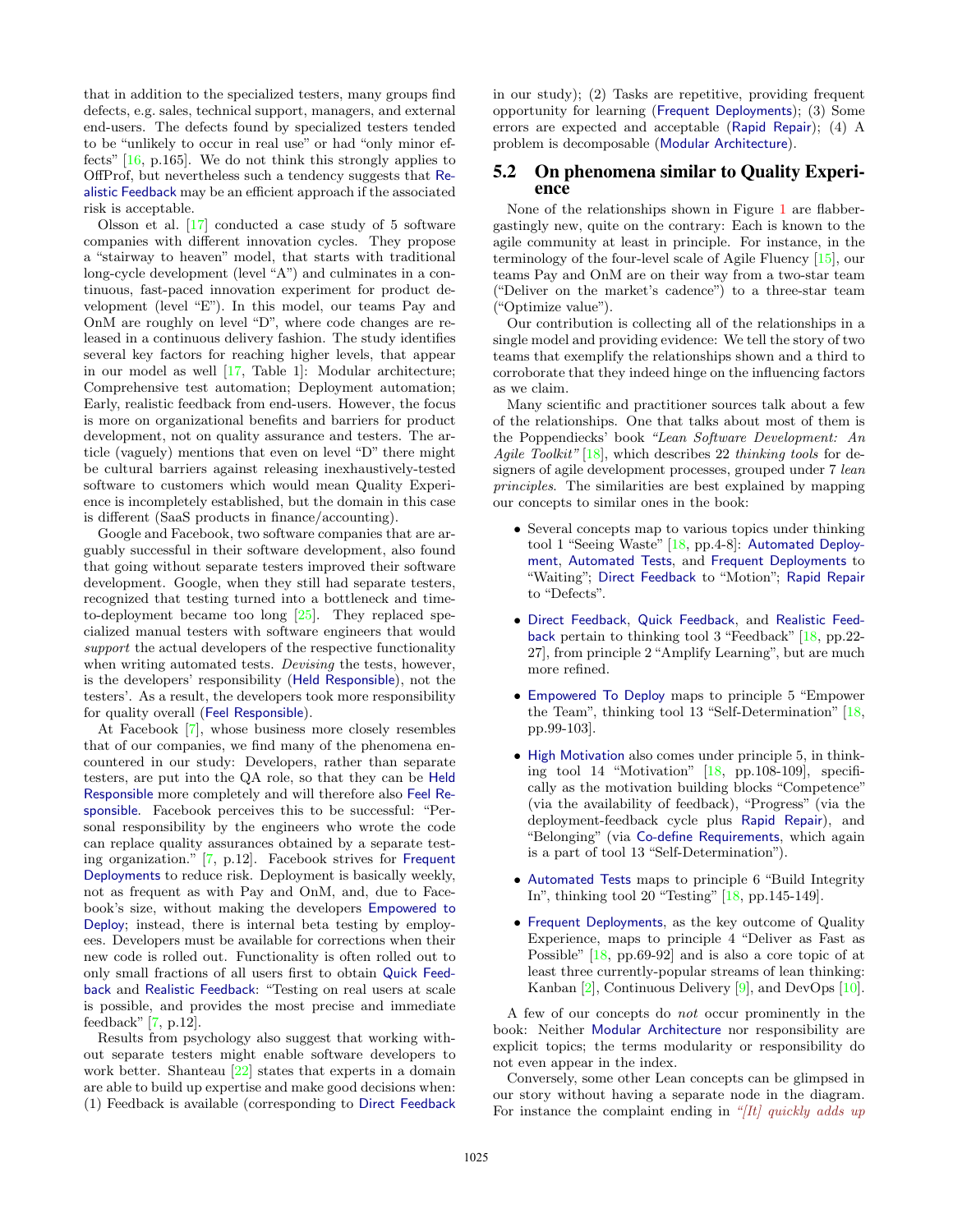that in addition to the specialized testers, many groups find defects, e.g. sales, technical support, managers, and external end-users. The defects found by specialized testers tended to be "unlikely to occur in real use" or had "only minor effects" [16, p.165]. We do not think this strongly applies to OffProf, but nevertheless such a tendency suggests that Realistic Feedback may be an efficient approach if the associated risk is acceptable.

Olsson et al. [17] conducted a case study of 5 software companies with different innovation cycles. They propose a "stairway to heaven" model, that starts with traditional long-cycle development (level "A") and culminates in a continuous, fast-paced innovation experiment for product development (level "E"). In this model, our teams Pay and OnM are roughly on level "D", where code changes are released in a continuous delivery fashion. The study identifies several key factors for reaching higher levels, that appear in our model as well [17, Table 1]: Modular architecture; Comprehensive test automation; Deployment automation; Early, realistic feedback from end-users. However, the focus is more on organizational benefits and barriers for product development, not on quality assurance and testers. The article (vaguely) mentions that even on level "D" there might be cultural barriers against releasing inexhaustively-tested software to customers which would mean Quality Experience is incompletely established, but the domain in this case is different (SaaS products in finance/accounting).

Google and Facebook, two software companies that are arguably successful in their software development, also found that going without separate testers improved their software development. Google, when they still had separate testers, recognized that testing turned into a bottleneck and time-to-deployment became too long [25]. They replaced specialized manual testers with software engineers that would *support* the actual developers of the respective functionality when writing automated tests. *Devising* the tests, however, is the developers' responsibility (Held Responsible), not the testers'. As a result, the developers took more responsibility for quality overall (Feel Responsible).

At Facebook [7], whose business more closely resembles that of our companies, we find many of the phenomena encountered in our study: Developers, rather than separate testers, are put into the QA role, so that they can be Held Responsible more completely and will therefore also Feel Responsible. Facebook perceives this to be successful: "Personal responsibility by the engineers who wrote the code can replace quality assurances obtained by a separate testing organization." [7, p.12]. Facebook strives for Frequent Deployments to reduce risk. Deployment is basically weekly, not as frequent as with Pay and OnM, and, due to Facebook's size, without making the developers Empowered to Deploy; instead, there is internal beta testing by employees. Developers must be available for corrections when their new code is rolled out. Functionality is often rolled out to only small fractions of all users first to obtain Quick Feedback and Realistic Feedback: "Testing on real users at scale is possible, and provides the most precise and immediate feedback" [7, p.12].

Results from psychology also suggest that working without separate testers might enable software developers to work better. Shanteau [22] states that experts in a domain are able to build up expertise and make good decisions when: (1) Feedback is available (corresponding to Direct Feedback in our study); (2) Tasks are repetitive, providing frequent opportunity for learning (Frequent Deployments); (3) Some errors are expected and acceptable (Rapid Repair); (4) A problem is decomposable (Modular Architecture).

## 5.2 On phenomena similar to Quality Experience

None of the relationships shown in Figure 1 are flabbergastingly new, quite on the contrary: Each is known to the agile community at least in principle. For instance, in the terminology of the four-level scale of Agile Fluency [15], our teams Pay and OnM are on their way from a two-star team ("Deliver on the market's cadence") to a three-star team ("Optimize value").

Our contribution is collecting all of the relationships in a single model and providing evidence: We tell the story of two teams that exemplify the relationships shown and a third to corroborate that they indeed hinge on the influencing factors as we claim.

Many scientific and practitioner sources talk about a few of the relationships. One that talks about most of them is the Poppendiecks' book *"Lean Software Development: An Agile Toolkit"* [18], which describes 22 *thinking tools* for designers of agile development processes, grouped under 7 *lean principles*. The similarities are best explained by mapping our concepts to similar ones in the book:

- Several concepts map to various topics under thinking tool 1 "Seeing Waste" [18, pp.4-8]: Automated Deployment, Automated Tests, and Frequent Deployments to "Waiting"; Direct Feedback to "Motion"; Rapid Repair to "Defects".
- Direct Feedback, Quick Feedback, and Realistic Feedback pertain to thinking tool 3 "Feedback" [18, pp.22-27], from principle 2 "Amplify Learning", but are much more refined.
- Empowered To Deploy maps to principle 5 "Empower the Team", thinking tool 13 "Self-Determination" [18, pp.99-103].
- High Motivation also comes under principle 5, in thinking tool 14 "Motivation" [18, pp.108-109], specifically as the motivation building blocks "Competence" (via the availability of feedback), "Progress" (via the deployment-feedback cycle plus Rapid Repair), and "Belonging" (via Co-define Requirements, which again is a part of tool 13 "Self-Determination").
- Automated Tests maps to principle 6 "Build Integrity In", thinking tool 20 "Testing" [18, pp.145-149].
- Frequent Deployments, as the key outcome of Quality Experience, maps to principle 4 "Deliver as Fast as Possible" [18, pp.69-92] and is also a core topic of at least three currently-popular streams of lean thinking: Kanban [2], Continuous Delivery [9], and DevOps [10].

A few of our concepts do *not* occur prominently in the book: Neither Modular Architecture nor responsibility are explicit topics; the terms modularity or responsibility do not even appear in the index.

Conversely, some other Lean concepts can be glimpsed in our story without having a separate node in the diagram. For instance the complaint ending in *"[It] quickly adds up*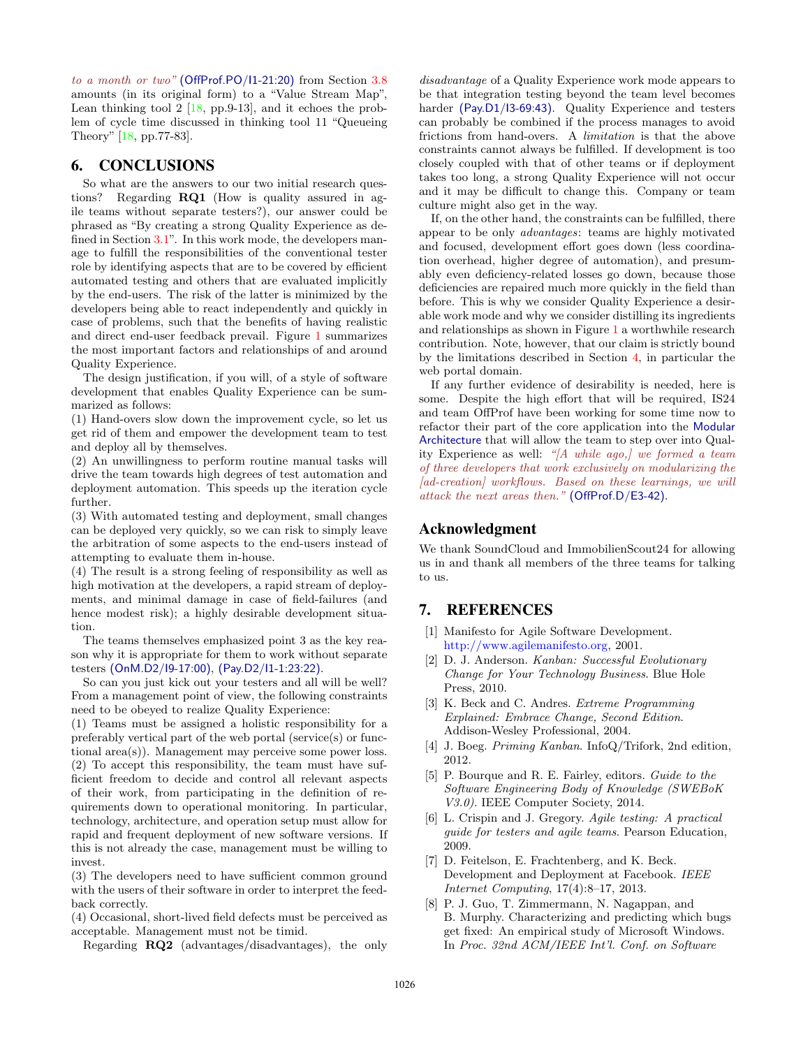*to a month or two"* (OffProf.PO/I1-21:20) from Section 3.8 amounts (in its original form) to a "Value Stream Map", Lean thinking tool 2 [18, pp.9-13], and it echoes the problem of cycle time discussed in thinking tool 11 "Queueing Theory" [18, pp.77-83].

## 6. CONCLUSIONS

So what are the answers to our two initial research questions? Regarding **RQ1** (How is quality assured in agile teams without separate testers?), our answer could be phrased as "By creating a strong Quality Experience as defined in Section 3.1". In this work mode, the developers manage to fulfill the responsibilities of the conventional tester role by identifying aspects that are to be covered by efficient automated testing and others that are evaluated implicitly by the end-users. The risk of the latter is minimized by the developers being able to react independently and quickly in case of problems, such that the benefits of having realistic and direct end-user feedback prevail. Figure 1 summarizes the most important factors and relationships of and around Quality Experience.

The design justification, if you will, of a style of software development that enables Quality Experience can be summarized as follows:

(1) Hand-overs slow down the improvement cycle, so let us get rid of them and empower the development team to test and deploy all by themselves.

(2) An unwillingness to perform routine manual tasks will drive the team towards high degrees of test automation and deployment automation. This speeds up the iteration cycle further.

(3) With automated testing and deployment, small changes can be deployed very quickly, so we can risk to simply leave the arbitration of some aspects to the end-users instead of attempting to evaluate them in-house.

(4) The result is a strong feeling of responsibility as well as high motivation at the developers, a rapid stream of deployments, and minimal damage in case of field-failures (and hence modest risk); a highly desirable development situation.

The teams themselves emphasized point 3 as the key reason why it is appropriate for them to work without separate testers (OnM.D2/I9-17:00), (Pay.D2/I1-1:23:22).

So can you just kick out your testers and all will be well? From a management point of view, the following constraints need to be obeyed to realize Quality Experience:

(1) Teams must be assigned a holistic responsibility for a preferably vertical part of the web portal (service(s) or functional area(s)). Management may perceive some power loss.

(2) To accept this responsibility, the team must have sufficient freedom to decide and control all relevant aspects of their work, from participating in the definition of requirements down to operational monitoring. In particular, technology, architecture, and operation setup must allow for rapid and frequent deployment of new software versions. If this is not already the case, management must be willing to invest.

(3) The developers need to have sufficient common ground with the users of their software in order to interpret the feedback correctly.

(4) Occasional, short-lived field defects must be perceived as acceptable. Management must not be timid.

Regarding **RQ2** (advantages/disadvantages), the only *disadvantage* of a Quality Experience work mode appears to be that integration testing beyond the team level becomes harder (Pay.D1/I3-69:43). Quality Experience and testers can probably be combined if the process manages to avoid frictions from hand-overs. A *limitation* is that the above constraints cannot always be fulfilled. If development is too closely coupled with that of other teams or if deployment takes too long, a strong Quality Experience will not occur and it may be difficult to change this. Company or team culture might also get in the way.

If, on the other hand, the constraints can be fulfilled, there appear to be only *advantages*: teams are highly motivated and focused, development effort goes down (less coordination overhead, higher degree of automation), and presumably even deficiency-related losses go down, because those deficiencies are repaired much more quickly in the field than before. This is why we consider Quality Experience a desirable work mode and why we consider distilling its ingredients and relationships as shown in Figure 1 a worthwhile research contribution. Note, however, that our claim is strictly bound by the limitations described in Section 4, in particular the web portal domain.

If any further evidence of desirability is needed, here is some. Despite the high effort that will be required, IS24 and team OffProf have been working for some time now to refactor their part of the core application into the Modular Architecture that will allow the team to step over into Quality Experience as well: *"[A while ago,] we formed a team of three developers that work exclusively on modularizing the [ad-creation] workflows. Based on these learnings, we will attack the next areas then."* (OffProf.D/E3-42).

## Acknowledgment

We thank SoundCloud and ImmobilienScout24 for allowing us in and thank all members of the three teams for talking to us.

## 7. REFERENCES

[1] Manifesto for Agile Software Development. http://www.agilemanifesto.org, 2001.

[2] D. J. Anderson. *Kanban: Successful Evolutionary Change for Your Technology Business*. Blue Hole Press, 2010.

[3] K. Beck and C. Andres. *Extreme Programming Explained: Embrace Change, Second Edition*. Addison-Wesley Professional, 2004.

[4] J. Boeg. *Priming Kanban*. InfoQ/Trifork, 2nd edition, 2012.

[5] P. Bourque and R. E. Fairley, editors. *Guide to the Software Engineering Body of Knowledge (SWEBoK V3.0)*. IEEE Computer Society, 2014.

[6] L. Crispin and J. Gregory. *Agile testing: A practical guide for testers and agile teams*. Pearson Education, 2009.

[7] D. Feitelson, E. Frachtenberg, and K. Beck. Development and Deployment at Facebook. *IEEE Internet Computing*, 17(4):8–17, 2013.

[8] P. J. Guo, T. Zimmermann, N. Nagappan, and B. Murphy. Characterizing and predicting which bugs get fixed: An empirical study of Microsoft Windows. In *Proc. 32nd ACM/IEEE Int'l. Conf. on Software*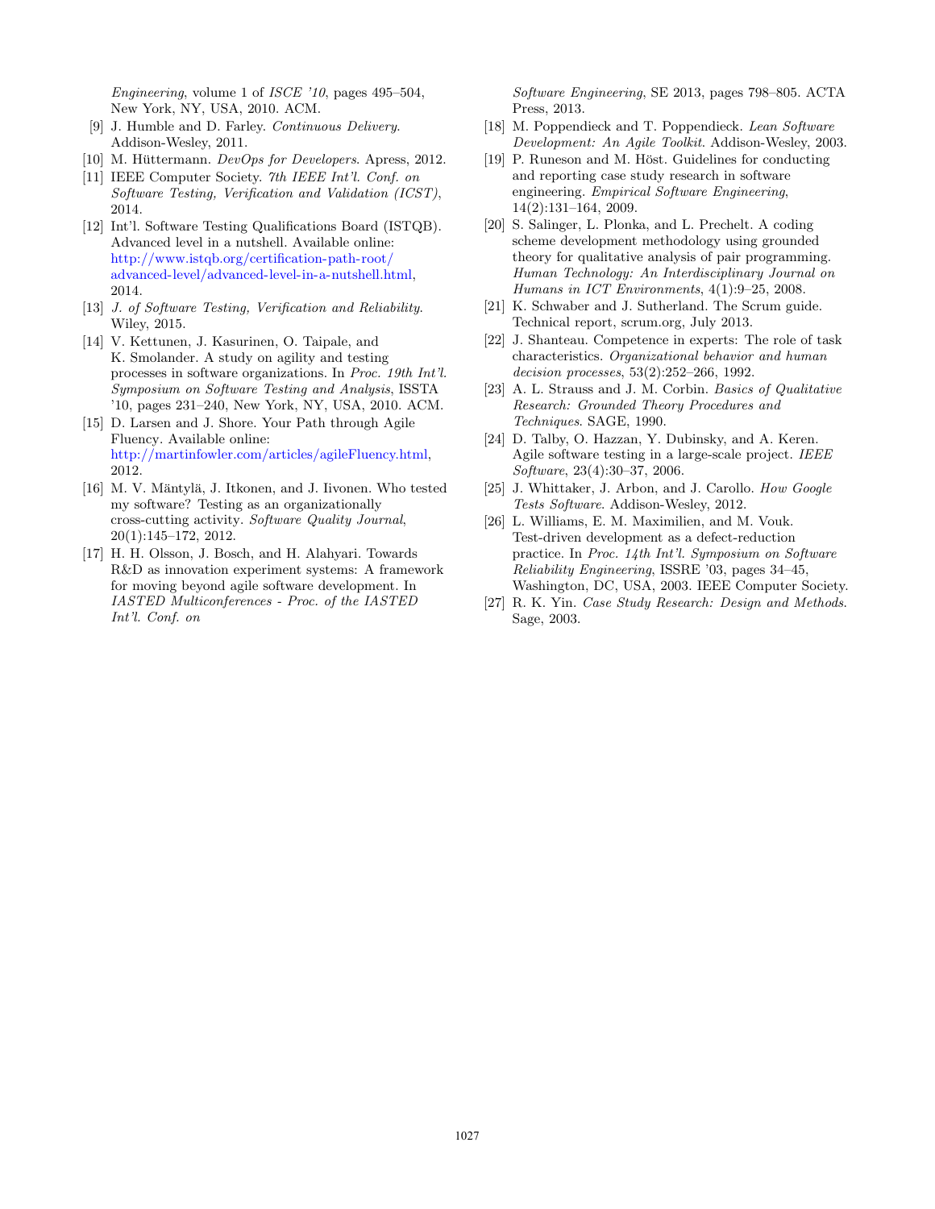*Engineering*, volume 1 of *ISCE '10*, pages 495–504, New York, NY, USA, 2010. ACM.

[9] J. Humble and D. Farley. *Continuous Delivery*. Addison-Wesley, 2011.

[10] M. Hüttermann. *DevOps for Developers*. Apress, 2012.

[11] IEEE Computer Society. *7th IEEE Int'l. Conf. on Software Testing, Verification and Validation (ICST)*, 2014.

[12] Int'l. Software Testing Qualifications Board (ISTQB). Advanced level in a nutshell. Available online: http://www.istqb.org/certification-path-root/advanced-level/advanced-level-in-a-nutshell.html, 2014.

[13] *J. of Software Testing, Verification and Reliability*. Wiley, 2015.

[14] V. Kettunen, J. Kasurinen, O. Taipale, and K. Smolander. A study on agility and testing processes in software organizations. In *Proc. 19th Int'l. Symposium on Software Testing and Analysis*, ISSTA '10, pages 231–240, New York, NY, USA, 2010. ACM.

[15] D. Larsen and J. Shore. Your Path through Agile Fluency. Available online: http://martinfowler.com/articles/agileFluency.html, 2012.

[16] M. V. Mäntylä, J. Itkonen, and J. Iivonen. Who tested my software? Testing as an organizationally cross-cutting activity. *Software Quality Journal*, 20(1):145–172, 2012.

[17] H. H. Olsson, J. Bosch, and H. Alahyari. Towards R&D as innovation experiment systems: A framework for moving beyond agile software development. In *IASTED Multiconferences - Proc. of the IASTED Int'l. Conf. on Software Engineering*, SE 2013, pages 798–805. ACTA Press, 2013.

[18] M. Poppendieck and T. Poppendieck. *Lean Software Development: An Agile Toolkit*. Addison-Wesley, 2003.

[19] P. Runeson and M. Höst. Guidelines for conducting and reporting case study research in software engineering. *Empirical Software Engineering*, 14(2):131–164, 2009.

[20] S. Salinger, L. Plonka, and L. Prechelt. A coding scheme development methodology using grounded theory for qualitative analysis of pair programming. *Human Technology: An Interdisciplinary Journal on Humans in ICT Environments*, 4(1):9–25, 2008.

[21] K. Schwaber and J. Sutherland. The Scrum guide. Technical report, scrum.org, July 2013.

[22] J. Shanteau. Competence in experts: The role of task characteristics. *Organizational behavior and human decision processes*, 53(2):252–266, 1992.

[23] A. L. Strauss and J. M. Corbin. *Basics of Qualitative Research: Grounded Theory Procedures and Techniques*. SAGE, 1990.

[24] D. Talby, O. Hazzan, Y. Dubinsky, and A. Keren. Agile software testing in a large-scale project. *IEEE Software*, 23(4):30–37, 2006.

[25] J. Whittaker, J. Arbon, and J. Carollo. *How Google Tests Software*. Addison-Wesley, 2012.

[26] L. Williams, E. M. Maximilien, and M. Vouk. Test-driven development as a defect-reduction practice. In *Proc. 14th Int'l. Symposium on Software Reliability Engineering*, ISSRE '03, pages 34–45, Washington, DC, USA, 2003. IEEE Computer Society.

[27] R. K. Yin. *Case Study Research: Design and Methods*. Sage, 2003.